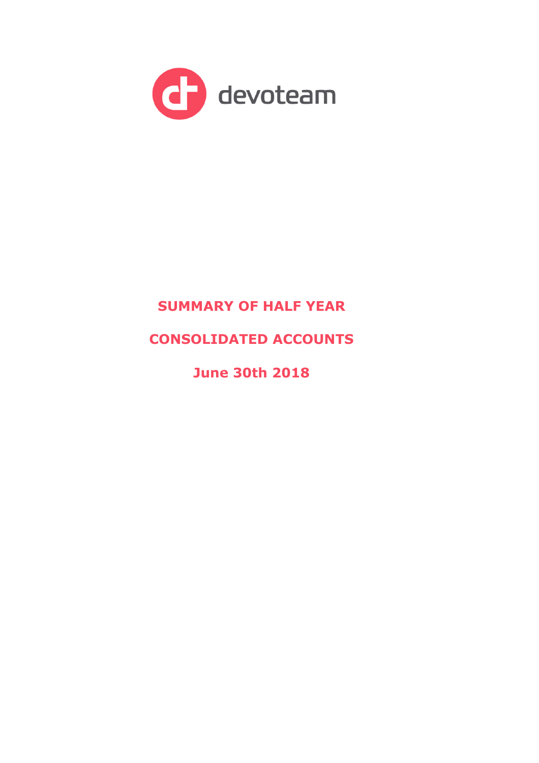devoteam

# SUMMARY OF HALF YEAR

# CONSOLIDATED ACCOUNTS

# June 30th 2018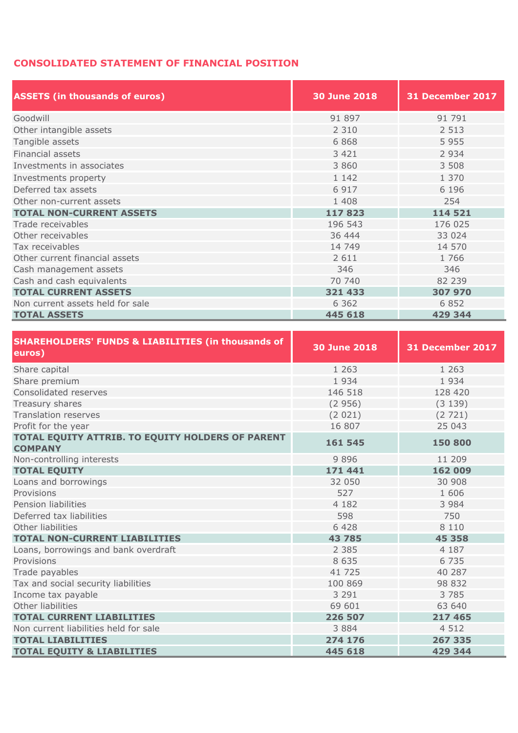# CONSOLIDATED STATEMENT OF FINANCIAL POSITION

| ASSETS (in thousands of euros) | 30 June 2018 | 31 December 2017 |
|---|---|---|
| Goodwill | 91 897 | 91 791 |
| Other intangible assets | 2 310 | 2 513 |
| Tangible assets | 6 868 | 5 955 |
| Financial assets | 3 421 | 2 934 |
| Investments in associates | 3 860 | 3 508 |
| Investments property | 1 142 | 1 370 |
| Deferred tax assets | 6 917 | 6 196 |
| Other non-current assets | 1 408 | 254 |
| **TOTAL NON-CURRENT ASSETS** | **117 823** | **114 521** |
| Trade receivables | 196 543 | 176 025 |
| Other receivables | 36 444 | 33 024 |
| Tax receivables | 14 749 | 14 570 |
| Other current financial assets | 2 611 | 1 766 |
| Cash management assets | 346 | 346 |
| Cash and cash equivalents | 70 740 | 82 239 |
| **TOTAL CURRENT ASSETS** | **321 433** | **307 970** |
| Non current assets held for sale | 6 362 | 6 852 |
| **TOTAL ASSETS** | **445 618** | **429 344** |

| SHAREHOLDERS' FUNDS & LIABILITIES (in thousands of euros) | 30 June 2018 | 31 December 2017 |
|---|---|---|
| Share capital | 1 263 | 1 263 |
| Share premium | 1 934 | 1 934 |
| Consolidated reserves | 146 518 | 128 420 |
| Treasury shares | (2 956) | (3 139) |
| Translation reserves | (2 021) | (2 721) |
| Profit for the year | 16 807 | 25 043 |
| **TOTAL EQUITY ATTRIB. TO EQUITY HOLDERS OF PARENT COMPANY** | **161 545** | **150 800** |
| Non-controlling interests | 9 896 | 11 209 |
| **TOTAL EQUITY** | **171 441** | **162 009** |
| Loans and borrowings | 32 050 | 30 908 |
| Provisions | 527 | 1 606 |
| Pension liabilities | 4 182 | 3 984 |
| Deferred tax liabilities | 598 | 750 |
| Other liabilities | 6 428 | 8 110 |
| **TOTAL NON-CURRENT LIABILITIES** | **43 785** | **45 358** |
| Loans, borrowings and bank overdraft | 2 385 | 4 187 |
| Provisions | 8 635 | 6 735 |
| Trade payables | 41 725 | 40 287 |
| Tax and social security liabilities | 100 869 | 98 832 |
| Income tax payable | 3 291 | 3 785 |
| Other liabilities | 69 601 | 63 640 |
| **TOTAL CURRENT LIABILITIES** | **226 507** | **217 465** |
| Non current liabilities held for sale | 3 884 | 4 512 |
| **TOTAL LIABILITIES** | **274 176** | **267 335** |
| **TOTAL EQUITY & LIABILITIES** | **445 618** | **429 344** |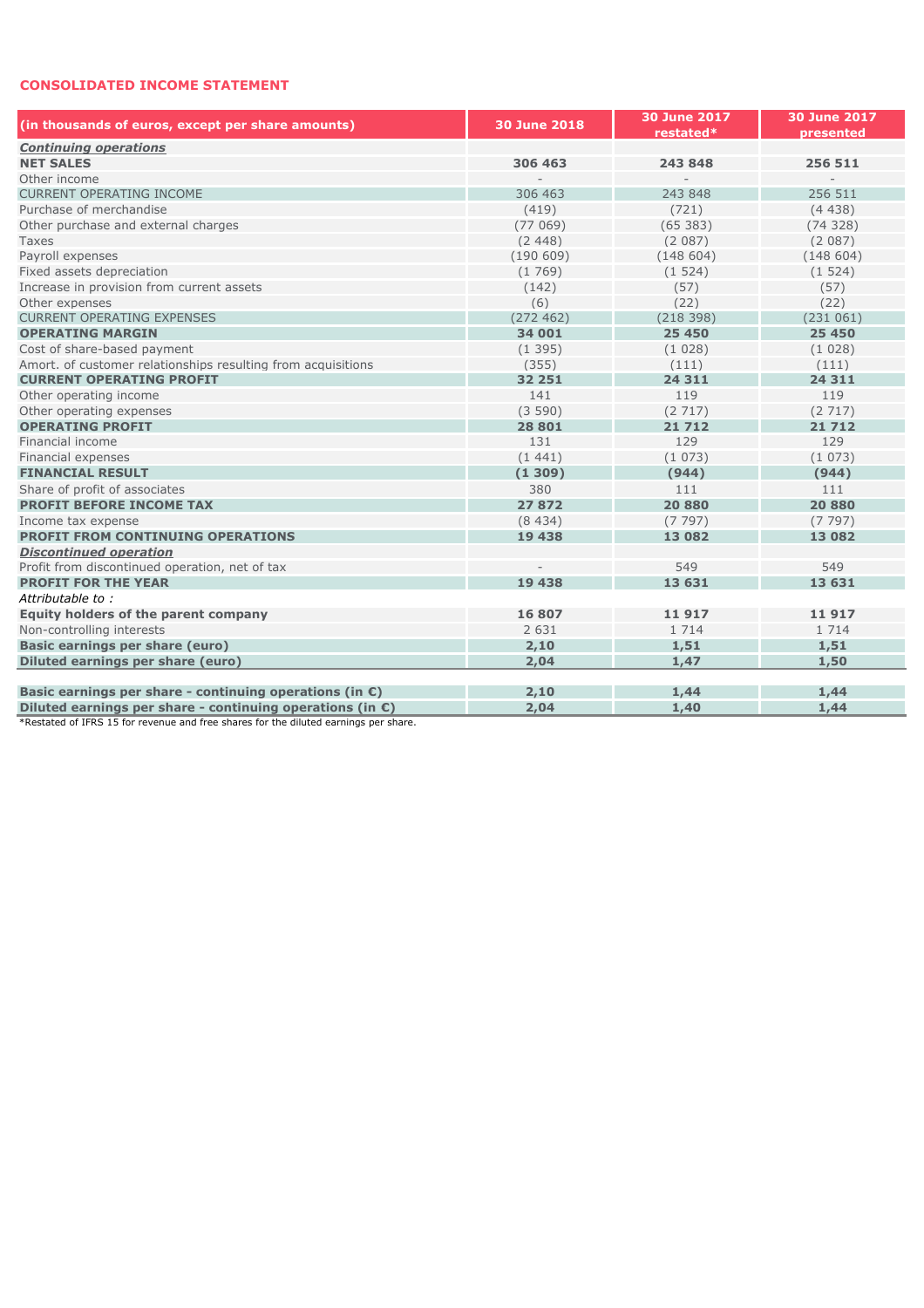## CONSOLIDATED INCOME STATEMENT

| (in thousands of euros, except per share amounts) | 30 June 2018 | 30 June 2017 restated* | 30 June 2017 presented |
|---|---|---|---|
| ***Continuing operations*** | | | |
| **NET SALES** | **306 463** | **243 848** | **256 511** |
| Other income | - | - | - |
| CURRENT OPERATING INCOME | 306 463 | 243 848 | 256 511 |
| Purchase of merchandise | (419) | (721) | (4 438) |
| Other purchase and external charges | (77 069) | (65 383) | (74 328) |
| Taxes | (2 448) | (2 087) | (2 087) |
| Payroll expenses | (190 609) | (148 604) | (148 604) |
| Fixed assets depreciation | (1 769) | (1 524) | (1 524) |
| Increase in provision from current assets | (142) | (57) | (57) |
| Other expenses | (6) | (22) | (22) |
| CURRENT OPERATING EXPENSES | (272 462) | (218 398) | (231 061) |
| **OPERATING MARGIN** | **34 001** | **25 450** | **25 450** |
| Cost of share-based payment | (1 395) | (1 028) | (1 028) |
| Amort. of customer relationships resulting from acquisitions | (355) | (111) | (111) |
| **CURRENT OPERATING PROFIT** | **32 251** | **24 311** | **24 311** |
| Other operating income | 141 | 119 | 119 |
| Other operating expenses | (3 590) | (2 717) | (2 717) |
| **OPERATING PROFIT** | **28 801** | **21 712** | **21 712** |
| Financial income | 131 | 129 | 129 |
| Financial expenses | (1 441) | (1 073) | (1 073) |
| **FINANCIAL RESULT** | **(1 309)** | **(944)** | **(944)** |
| Share of profit of associates | 380 | 111 | 111 |
| **PROFIT BEFORE INCOME TAX** | **27 872** | **20 880** | **20 880** |
| Income tax expense | (8 434) | (7 797) | (7 797) |
| **PROFIT FROM CONTINUING OPERATIONS** | **19 438** | **13 082** | **13 082** |
| ***Discontinued operation*** | | | |
| Profit from discontinued operation, net of tax | - | 549 | 549 |
| **PROFIT FOR THE YEAR** | **19 438** | **13 631** | **13 631** |
| *Attributable to :* | | | |
| **Equity holders of the parent company** | **16 807** | **11 917** | **11 917** |
| Non-controlling interests | 2 631 | 1 714 | 1 714 |
| **Basic earnings per share (euro)** | **2,10** | **1,51** | **1,51** |
| **Diluted earnings per share (euro)** | **2,04** | **1,47** | **1,50** |
| | | | |
| **Basic earnings per share - continuing operations (in €)** | **2,10** | **1,44** | **1,44** |
| **Diluted earnings per share - continuing operations (in €)** | **2,04** | **1,40** | **1,44** |

*Restated of IFRS 15 for revenue and free shares for the diluted earnings per share.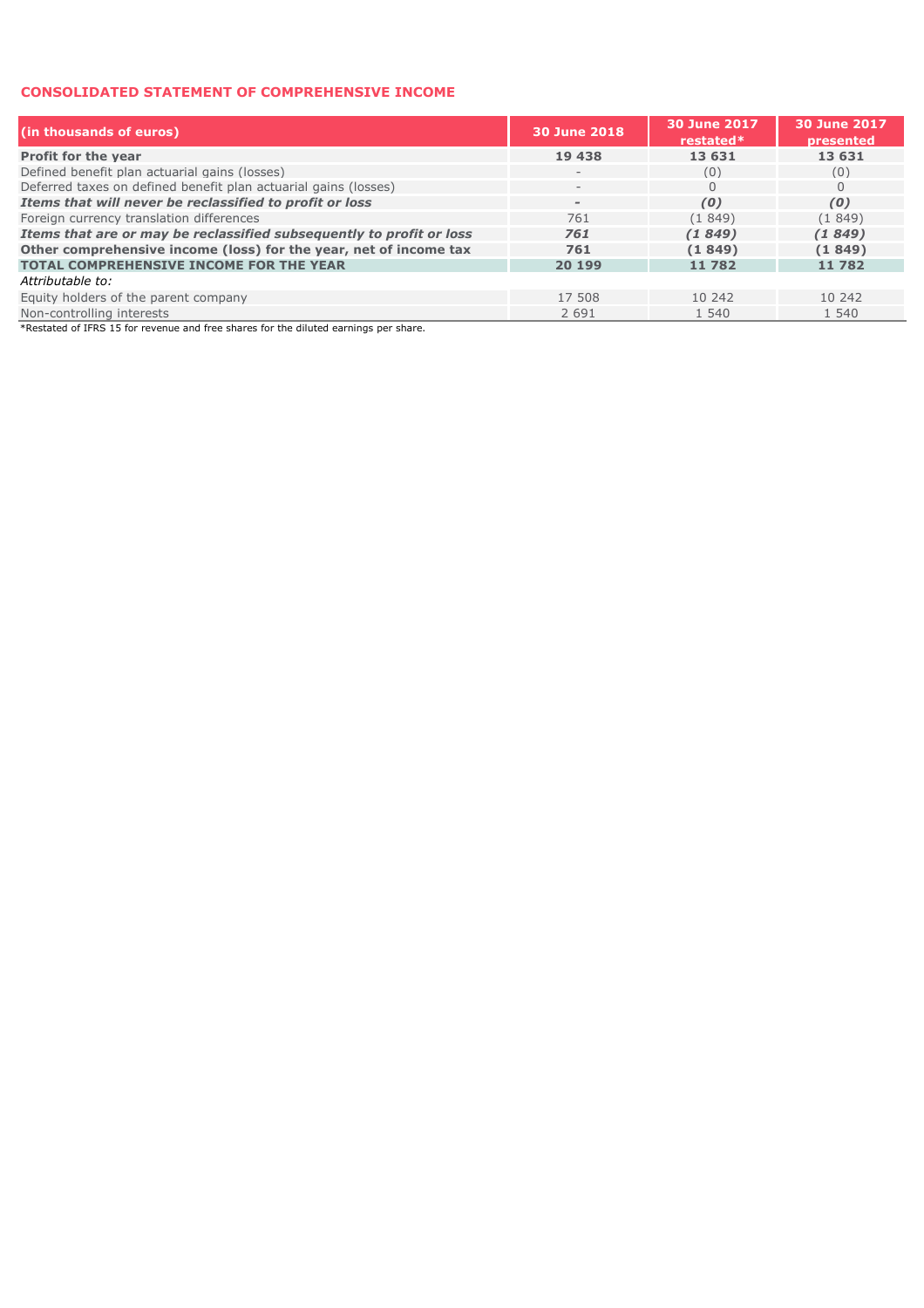## CONSOLIDATED STATEMENT OF COMPREHENSIVE INCOME

| (in thousands of euros) | 30 June 2018 | 30 June 2017 restated* | 30 June 2017 presented |
|---|---|---|---|
| **Profit for the year** | **19 438** | **13 631** | **13 631** |
| Defined benefit plan actuarial gains (losses) | - | (0) | (0) |
| Deferred taxes on defined benefit plan actuarial gains (losses) | - | 0 | 0 |
| ***Items that will never be reclassified to profit or loss*** | ***-*** | ***(0)*** | ***(0)*** |
| Foreign currency translation differences | 761 | (1 849) | (1 849) |
| ***Items that are or may be reclassified subsequently to profit or loss*** | ***761*** | ***(1 849)*** | ***(1 849)*** |
| **Other comprehensive income (loss) for the year, net of income tax** | **761** | **(1 849)** | **(1 849)** |
| **TOTAL COMPREHENSIVE INCOME FOR THE YEAR** | **20 199** | **11 782** | **11 782** |
| *Attributable to:* | | | |
| Equity holders of the parent company | 17 508 | 10 242 | 10 242 |
| Non-controlling interests | 2 691 | 1 540 | 1 540 |

*Restated of IFRS 15 for revenue and free shares for the diluted earnings per share.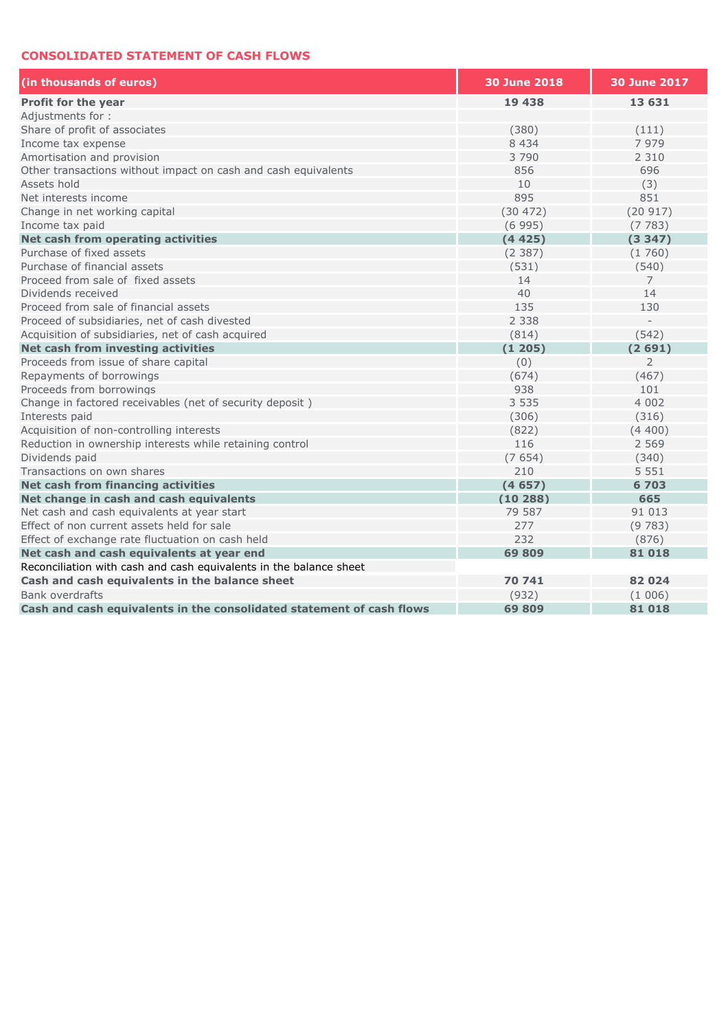## CONSOLIDATED STATEMENT OF CASH FLOWS

| (in thousands of euros) | 30 June 2018 | 30 June 2017 |
|---|---|---|
| **Profit for the year** | **19 438** | **13 631** |
| Adjustments for : | | |
| Share of profit of associates | (380) | (111) |
| Income tax expense | 8 434 | 7 979 |
| Amortisation and provision | 3 790 | 2 310 |
| Other transactions without impact on cash and cash equivalents | 856 | 696 |
| Assets hold | 10 | (3) |
| Net interests income | 895 | 851 |
| Change in net working capital | (30 472) | (20 917) |
| Income tax paid | (6 995) | (7 783) |
| **Net cash from operating activities** | **(4 425)** | **(3 347)** |
| Purchase of fixed assets | (2 387) | (1 760) |
| Purchase of financial assets | (531) | (540) |
| Proceed from sale of fixed assets | 14 | 7 |
| Dividends received | 40 | 14 |
| Proceed from sale of financial assets | 135 | 130 |
| Proceed of subsidiaries, net of cash divested | 2 338 | - |
| Acquisition of subsidiaries, net of cash acquired | (814) | (542) |
| **Net cash from investing activities** | **(1 205)** | **(2 691)** |
| Proceeds from issue of share capital | (0) | 2 |
| Repayments of borrowings | (674) | (467) |
| Proceeds from borrowings | 938 | 101 |
| Change in factored receivables (net of security deposit ) | 3 535 | 4 002 |
| Interests paid | (306) | (316) |
| Acquisition of non-controlling interests | (822) | (4 400) |
| Reduction in ownership interests while retaining control | 116 | 2 569 |
| Dividends paid | (7 654) | (340) |
| Transactions on own shares | 210 | 5 551 |
| **Net cash from financing activities** | **(4 657)** | **6 703** |
| **Net change in cash and cash equivalents** | **(10 288)** | **665** |
| Net cash and cash equivalents at year start | 79 587 | 91 013 |
| Effect of non current assets held for sale | 277 | (9 783) |
| Effect of exchange rate fluctuation on cash held | 232 | (876) |
| **Net cash and cash equivalents at year end** | **69 809** | **81 018** |
| Reconciliation with cash and cash equivalents in the balance sheet | | |
| **Cash and cash equivalents in the balance sheet** | **70 741** | **82 024** |
| Bank overdrafts | (932) | (1 006) |
| **Cash and cash equivalents in the consolidated statement of cash flows** | **69 809** | **81 018** |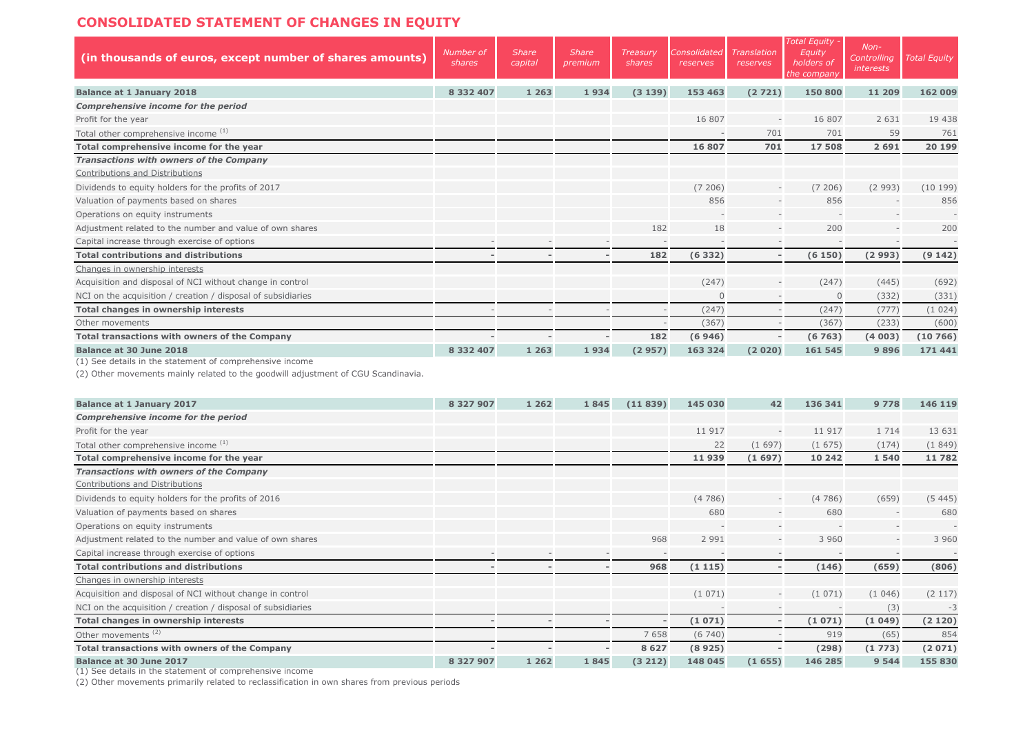# CONSOLIDATED STATEMENT OF CHANGES IN EQUITY

| (in thousands of euros, except number of shares amounts) | Number of shares | Share capital | Share premium | Treasury shares | Consolidated reserves | Translation reserves | Total Equity - Equity holders of the company | Non-Controlling interests | Total Equity |
|---|---|---|---|---|---|---|---|---|---|
| **Balance at 1 January 2018** | **8 332 407** | **1 263** | **1 934** | **(3 139)** | **153 463** | **(2 721)** | **150 800** | **11 209** | **162 009** |
| ***Comprehensive income for the period*** | | | | | | | | | |
| Profit for the year | | | | | 16 807 | - | 16 807 | 2 631 | 19 438 |
| Total other comprehensive income (1) | | | | | - | 701 | 701 | 59 | 761 |
| **Total comprehensive income for the year** | | | | | **16 807** | **701** | **17 508** | **2 691** | **20 199** |
| ***Transactions with owners of the Company*** | | | | | | | | | |
| Contributions and Distributions | | | | | | | | | |
| Dividends to equity holders for the profits of 2017 | | | | | (7 206) | - | (7 206) | (2 993) | (10 199) |
| Valuation of payments based on shares | | | | | 856 | - | 856 | - | 856 |
| Operations on equity instruments | | | | | - | - | - | - | - |
| Adjustment related to the number and value of own shares | | | | 182 | 18 | - | 200 | - | 200 |
| Capital increase through exercise of options | | - | - | - | - | - | - | - | - | - |
| **Total contributions and distributions** | | **-** | **-** | **-** | **182** | **(6 332)** | **-** | **(6 150)** | **(2 993)** | **(9 142)** |
| Changes in ownership interests | | | | | | | | | |
| Acquisition and disposal of NCI without change in control | | | | | (247) | - | (247) | (445) | (692) |
| NCI on the acquisition / creation / disposal of subsidiaries | | | | | 0 | - | 0 | (332) | (331) |
| **Total changes in ownership interests** | | - | - | - | - | (247) | - | (247) | (777) | (1 024) |
| Other movements | | | | | - | (367) | - | (367) | (233) | (600) |
| **Total transactions with owners of the Company** | | **-** | **-** | **-** | **182** | **(6 946)** | **-** | **(6 763)** | **(4 003)** | **(10 766)** |
| **Balance at 30 June 2018** | **8 332 407** | **1 263** | **1 934** | **(2 957)** | **163 324** | **(2 020)** | **161 545** | **9 896** | **171 441** |

(1) See details in the statement of comprehensive income

(2) Other movements mainly related to the goodwill adjustment of CGU Scandinavia.

| (in thousands of euros, except number of shares amounts) | Number of shares | Share capital | Share premium | Treasury shares | Consolidated reserves | Translation reserves | Total Equity - Equity holders of the company | Non-Controlling interests | Total Equity |
|---|---|---|---|---|---|---|---|---|---|
| **Balance at 1 January 2017** | **8 327 907** | **1 262** | **1 845** | **(11 839)** | **145 030** | **42** | **136 341** | **9 778** | **146 119** |
| ***Comprehensive income for the period*** | | | | | | | | | |
| Profit for the year | | | | | 11 917 | - | 11 917 | 1 714 | 13 631 |
| Total other comprehensive income (1) | | | | | 22 | (1 697) | (1 675) | (174) | (1 849) |
| **Total comprehensive income for the year** | | | | | **11 939** | **(1 697)** | **10 242** | **1 540** | **11 782** |
| ***Transactions with owners of the Company*** | | | | | | | | | |
| Contributions and Distributions | | | | | | | | | |
| Dividends to equity holders for the profits of 2016 | | | | | (4 786) | - | (4 786) | (659) | (5 445) |
| Valuation of payments based on shares | | | | | 680 | - | 680 | - | 680 |
| Operations on equity instruments | | | | | - | - | - | - | - |
| Adjustment related to the number and value of own shares | | | | 968 | 2 991 | - | 3 960 | - | 3 960 |
| Capital increase through exercise of options | - | - | - | - | - | - | - | - | - |
| **Total contributions and distributions** | **-** | **-** | **-** | **968** | **(1 115)** | **-** | **(146)** | **(659)** | **(806)** |
| Changes in ownership interests | | | | | | | | | |
| Acquisition and disposal of NCI without change in control | | | | | (1 071) | - | (1 071) | (1 046) | (2 117) |
| NCI on the acquisition / creation / disposal of subsidiaries | | | | | - | - | - | (3) | -3 |
| **Total changes in ownership interests** | **-** | **-** | **-** | **-** | **(1 071)** | **-** | **(1 071)** | **(1 049)** | **(2 120)** |
| Other movements (2) | | | | 7 658 | (6 740) | - | 919 | (65) | 854 |
| **Total transactions with owners of the Company** | **-** | **-** | **-** | **8 627** | **(8 925)** | **-** | **(298)** | **(1 773)** | **(2 071)** |
| **Balance at 30 June 2017** | **8 327 907** | **1 262** | **1 845** | **(3 212)** | **148 045** | **(1 655)** | **146 285** | **9 544** | **155 830** |

(1) See details in the statement of comprehensive income

(2) Other movements primarily related to reclassification in own shares from previous periods